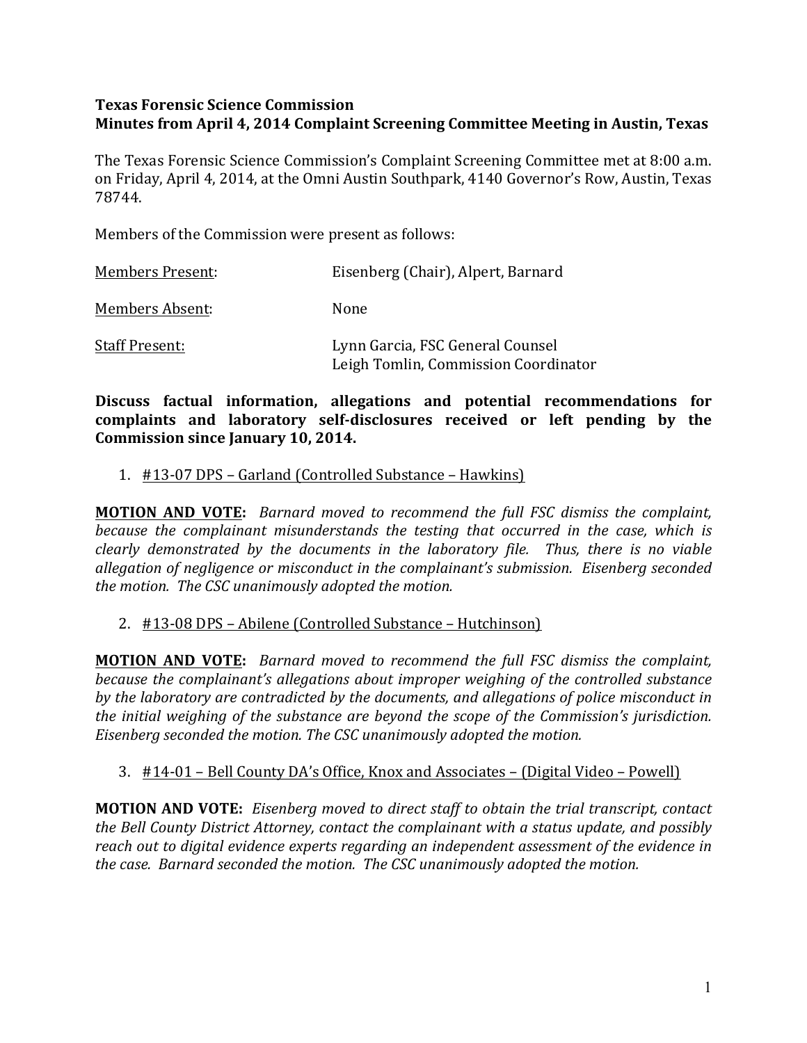**Texas Forensic Science Commission**
**Minutes from April 4, 2014 Complaint Screening Committee Meeting in Austin, Texas**

The Texas Forensic Science Commission's Complaint Screening Committee met at 8:00 a.m. on Friday, April 4, 2014, at the Omni Austin Southpark, 4140 Governor's Row, Austin, Texas 78744.

Members of the Commission were present as follows:

| | |
|---|---|
| Members Present: | Eisenberg (Chair), Alpert, Barnard |
| Members Absent: | None |
| Staff Present: | Lynn Garcia, FSC General Counsel<br>Leigh Tomlin, Commission Coordinator |

**Discuss factual information, allegations and potential recommendations for complaints and laboratory self-disclosures received or left pending by the Commission since January 10, 2014.**

1. #13-07 DPS – Garland (Controlled Substance – Hawkins)

**MOTION AND VOTE:** *Barnard moved to recommend the full FSC dismiss the complaint, because the complainant misunderstands the testing that occurred in the case, which is clearly demonstrated by the documents in the laboratory file. Thus, there is no viable allegation of negligence or misconduct in the complainant's submission. Eisenberg seconded the motion. The CSC unanimously adopted the motion.*

2. #13-08 DPS – Abilene (Controlled Substance – Hutchinson)

**MOTION AND VOTE:** *Barnard moved to recommend the full FSC dismiss the complaint, because the complainant's allegations about improper weighing of the controlled substance by the laboratory are contradicted by the documents, and allegations of police misconduct in the initial weighing of the substance are beyond the scope of the Commission's jurisdiction. Eisenberg seconded the motion. The CSC unanimously adopted the motion.*

3. #14-01 – Bell County DA's Office, Knox and Associates – (Digital Video – Powell)

**MOTION AND VOTE:** *Eisenberg moved to direct staff to obtain the trial transcript, contact the Bell County District Attorney, contact the complainant with a status update, and possibly reach out to digital evidence experts regarding an independent assessment of the evidence in the case. Barnard seconded the motion. The CSC unanimously adopted the motion.*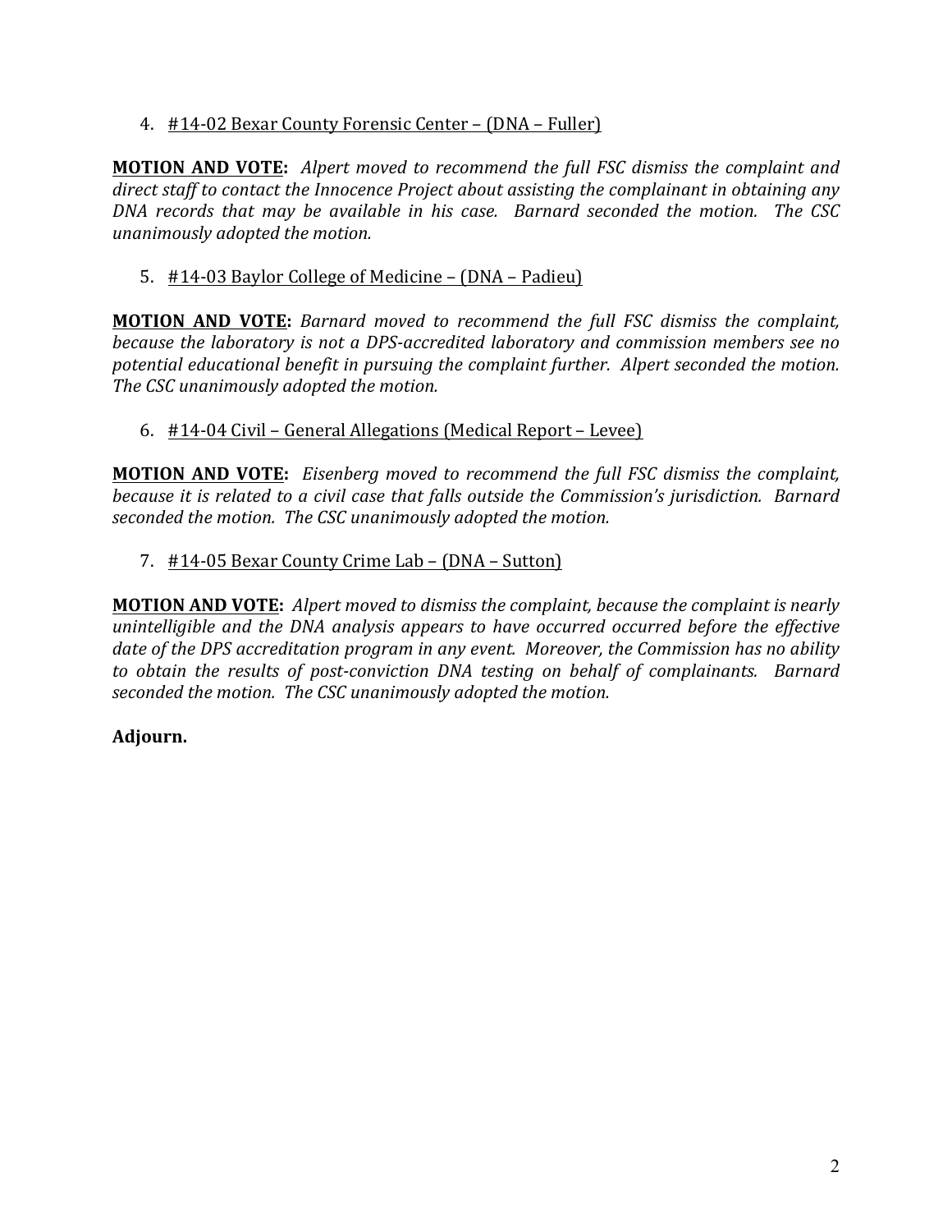4. <u>#14-02 Bexar County Forensic Center – (DNA – Fuller)</u>

**<u>MOTION AND VOTE</u>:** *Alpert moved to recommend the full FSC dismiss the complaint and direct staff to contact the Innocence Project about assisting the complainant in obtaining any DNA records that may be available in his case. Barnard seconded the motion. The CSC unanimously adopted the motion.*

5. <u>#14-03 Baylor College of Medicine – (DNA – Padieu)</u>

**<u>MOTION AND VOTE</u>:** *Barnard moved to recommend the full FSC dismiss the complaint, because the laboratory is not a DPS-accredited laboratory and commission members see no potential educational benefit in pursuing the complaint further. Alpert seconded the motion. The CSC unanimously adopted the motion.*

6. <u>#14-04 Civil – General Allegations (Medical Report – Levee)</u>

**<u>MOTION AND VOTE</u>:** *Eisenberg moved to recommend the full FSC dismiss the complaint, because it is related to a civil case that falls outside the Commission's jurisdiction. Barnard seconded the motion. The CSC unanimously adopted the motion.*

7. <u>#14-05 Bexar County Crime Lab – (DNA – Sutton)</u>

**<u>MOTION AND VOTE</u>:** *Alpert moved to dismiss the complaint, because the complaint is nearly unintelligible and the DNA analysis appears to have occurred occurred before the effective date of the DPS accreditation program in any event. Moreover, the Commission has no ability to obtain the results of post-conviction DNA testing on behalf of complainants. Barnard seconded the motion. The CSC unanimously adopted the motion.*

**Adjourn.**